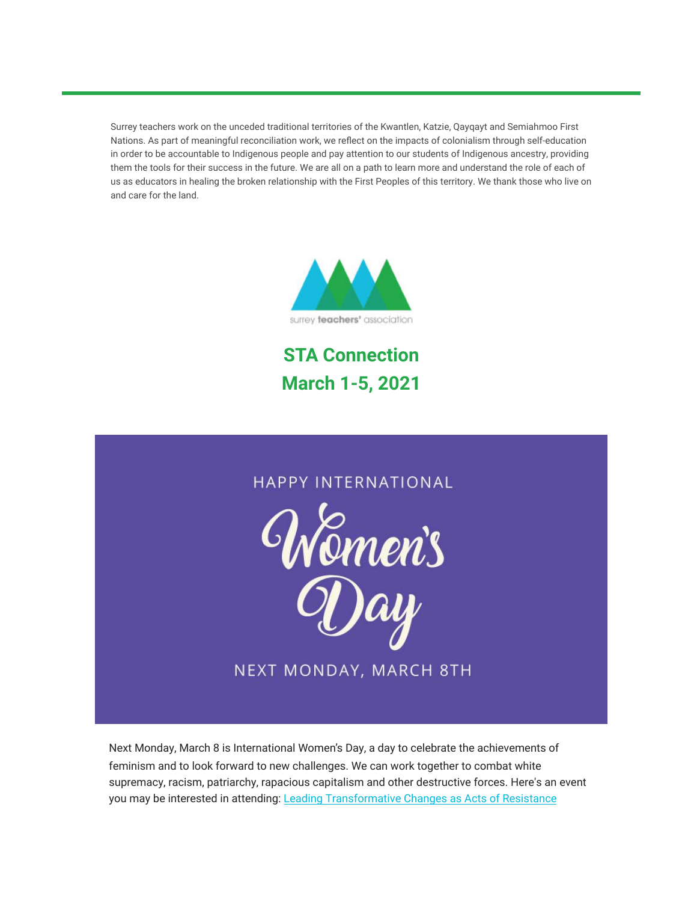Surrey teachers work on the unceded traditional territories of the Kwantlen, Katzie, Qayqayt and Semiahmoo First Nations. As part of meaningful reconciliation work, we reflect on the impacts of colonialism through self-education in order to be accountable to Indigenous people and pay attention to our students of Indigenous ancestry, providing them the tools for their success in the future. We are all on a path to learn more and understand the role of each of us as educators in healing the broken relationship with the First Peoples of this territory. We thank those who live on and care for the land.

surrey **teachers'** association

## STA Connection
## March 1-5, 2021

HAPPY INTERNATIONAL

Women's Day

NEXT MONDAY, MARCH 8TH

Next Monday, March 8 is International Women's Day, a day to celebrate the achievements of feminism and to look forward to new challenges. We can work together to combat white supremacy, racism, patriarchy, rapacious capitalism and other destructive forces. Here's an event you may be interested in attending: [Leading Transformative Changes as Acts of Resistance]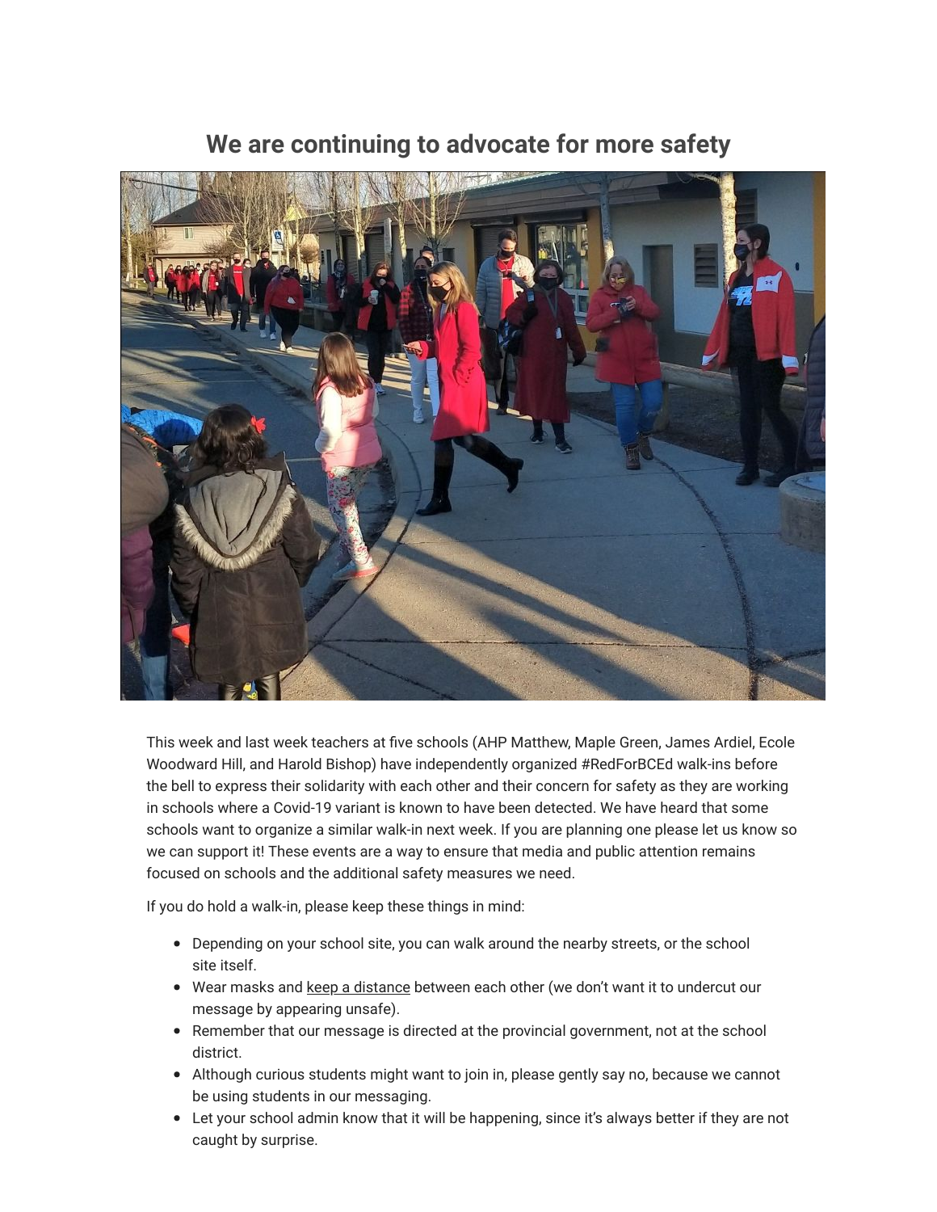# We are continuing to advocate for more safety

This week and last week teachers at five schools (AHP Matthew, Maple Green, James Ardiel, Ecole Woodward Hill, and Harold Bishop) have independently organized #RedForBCEd walk-ins before the bell to express their solidarity with each other and their concern for safety as they are working in schools where a Covid-19 variant is known to have been detected. We have heard that some schools want to organize a similar walk-in next week. If you are planning one please let us know so we can support it! These events are a way to ensure that media and public attention remains focused on schools and the additional safety measures we need.

If you do hold a walk-in, please keep these things in mind:

- Depending on your school site, you can walk around the nearby streets, or the school site itself.
- Wear masks and keep a distance between each other (we don't want it to undercut our message by appearing unsafe).
- Remember that our message is directed at the provincial government, not at the school district.
- Although curious students might want to join in, please gently say no, because we cannot be using students in our messaging.
- Let your school admin know that it will be happening, since it's always better if they are not caught by surprise.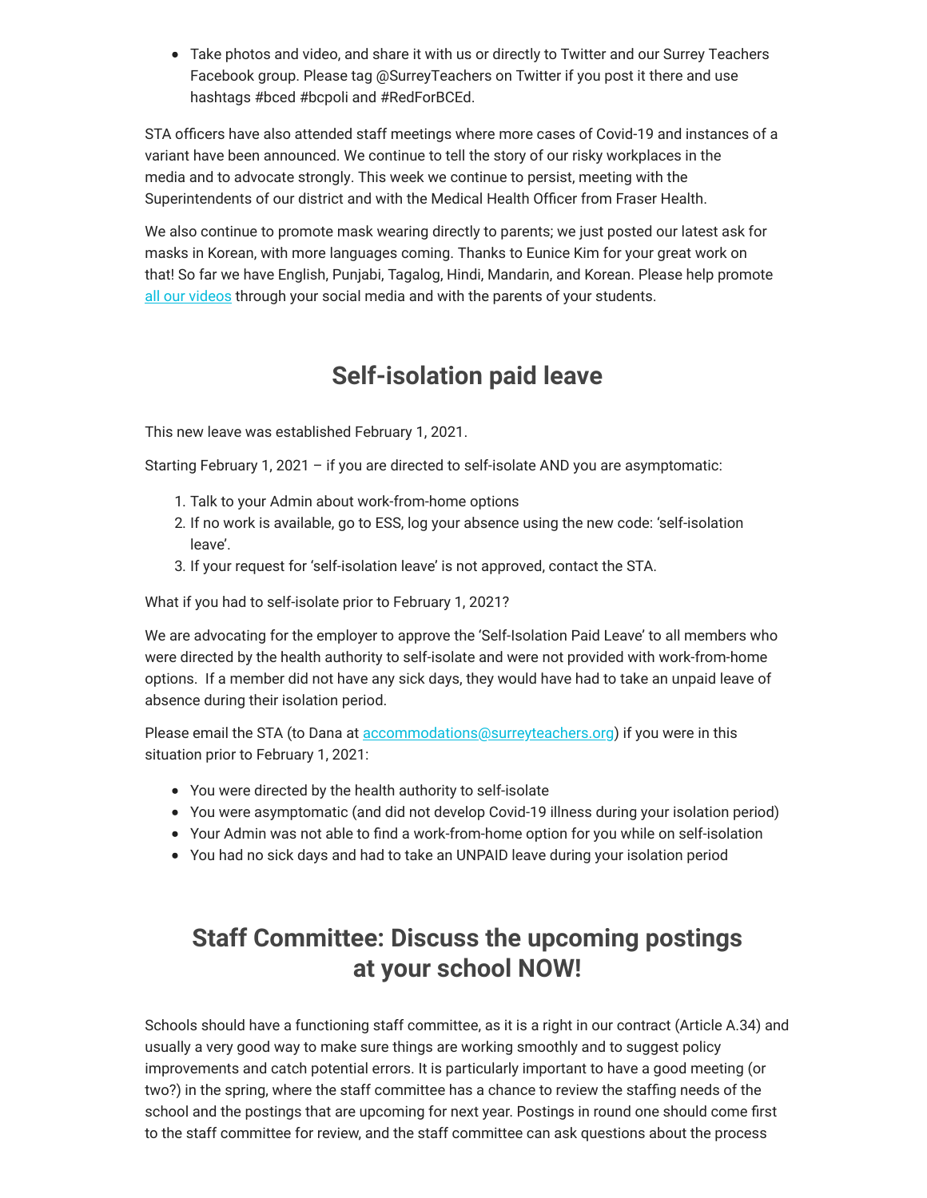- Take photos and video, and share it with us or directly to Twitter and our Surrey Teachers Facebook group. Please tag @SurreyTeachers on Twitter if you post it there and use hashtags #bced #bcpoli and #RedForBCEd.

STA officers have also attended staff meetings where more cases of Covid-19 and instances of a variant have been announced. We continue to tell the story of our risky workplaces in the media and to advocate strongly. This week we continue to persist, meeting with the Superintendents of our district and with the Medical Health Officer from Fraser Health.

We also continue to promote mask wearing directly to parents; we just posted our latest ask for masks in Korean, with more languages coming. Thanks to Eunice Kim for your great work on that! So far we have English, Punjabi, Tagalog, Hindi, Mandarin, and Korean. Please help promote all our videos through your social media and with the parents of your students.

## Self-isolation paid leave

This new leave was established February 1, 2021.

Starting February 1, 2021 – if you are directed to self-isolate AND you are asymptomatic:

1. Talk to your Admin about work-from-home options
2. If no work is available, go to ESS, log your absence using the new code: 'self-isolation leave'.
3. If your request for 'self-isolation leave' is not approved, contact the STA.

What if you had to self-isolate prior to February 1, 2021?

We are advocating for the employer to approve the 'Self-Isolation Paid Leave' to all members who were directed by the health authority to self-isolate and were not provided with work-from-home options. If a member did not have any sick days, they would have had to take an unpaid leave of absence during their isolation period.

Please email the STA (to Dana at accommodations@surreyteachers.org) if you were in this situation prior to February 1, 2021:

- You were directed by the health authority to self-isolate
- You were asymptomatic (and did not develop Covid-19 illness during your isolation period)
- Your Admin was not able to find a work-from-home option for you while on self-isolation
- You had no sick days and had to take an UNPAID leave during your isolation period

## Staff Committee: Discuss the upcoming postings at your school NOW!

Schools should have a functioning staff committee, as it is a right in our contract (Article A.34) and usually a very good way to make sure things are working smoothly and to suggest policy improvements and catch potential errors. It is particularly important to have a good meeting (or two?) in the spring, where the staff committee has a chance to review the staffing needs of the school and the postings that are upcoming for next year. Postings in round one should come first to the staff committee for review, and the staff committee can ask questions about the process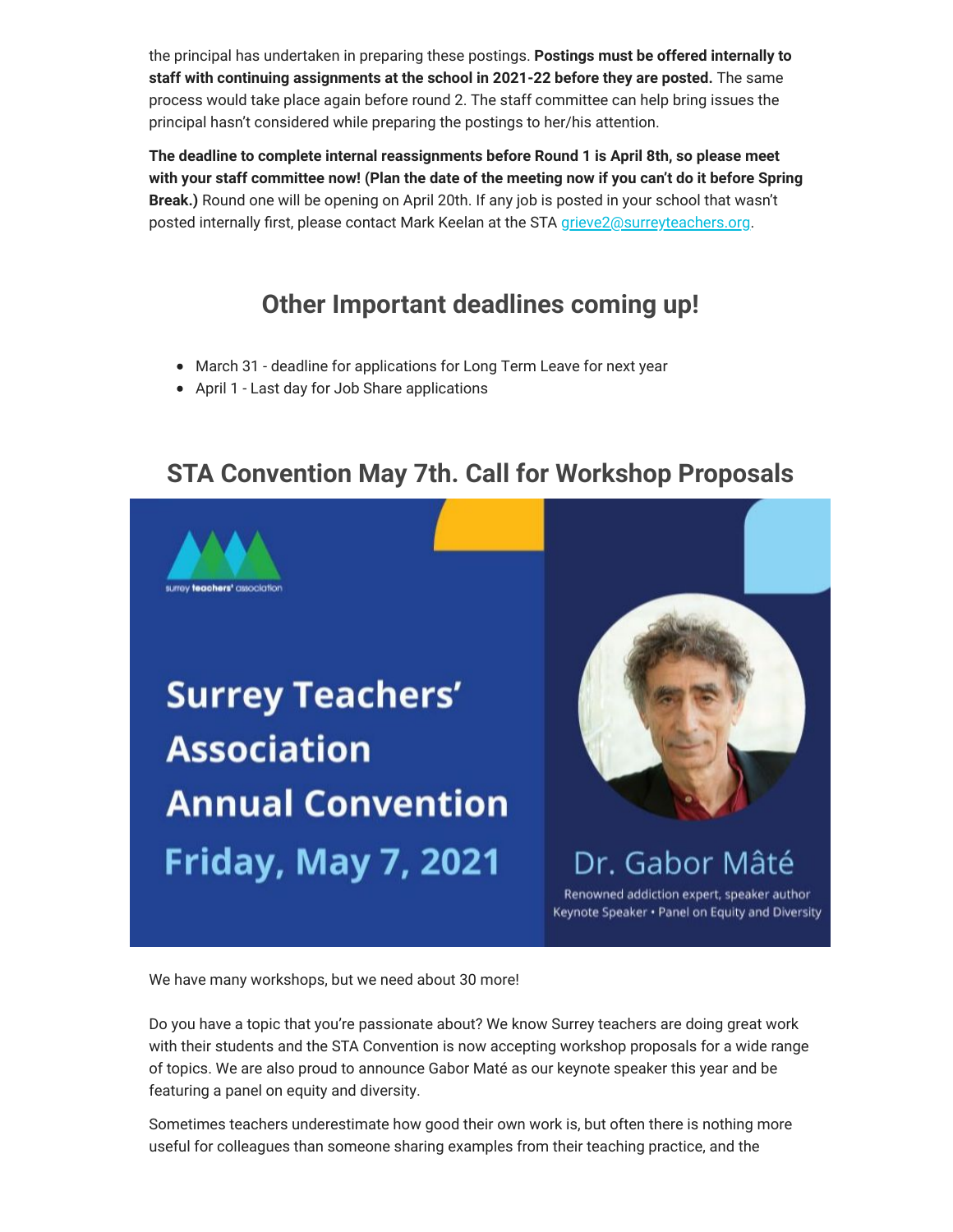the principal has undertaken in preparing these postings. **Postings must be offered internally to staff with continuing assignments at the school in 2021-22 before they are posted.** The same process would take place again before round 2. The staff committee can help bring issues the principal hasn't considered while preparing the postings to her/his attention.

**The deadline to complete internal reassignments before Round 1 is April 8th, so please meet with your staff committee now! (Plan the date of the meeting now if you can't do it before Spring Break.)** Round one will be opening on April 20th. If any job is posted in your school that wasn't posted internally first, please contact Mark Keelan at the STA grieve2@surreyteachers.org.

## Other Important deadlines coming up!

- March 31 - deadline for applications for Long Term Leave for next year
- April 1 - Last day for Job Share applications

## STA Convention May 7th. Call for Workshop Proposals

surrey teachers' association

Surrey Teachers' Association Annual Convention

Friday, May 7, 2021

Dr. Gabor Mâté

Renowned addiction expert, speaker author
Keynote Speaker • Panel on Equity and Diversity

We have many workshops, but we need about 30 more!

Do you have a topic that you're passionate about? We know Surrey teachers are doing great work with their students and the STA Convention is now accepting workshop proposals for a wide range of topics. We are also proud to announce Gabor Maté as our keynote speaker this year and be featuring a panel on equity and diversity.

Sometimes teachers underestimate how good their own work is, but often there is nothing more useful for colleagues than someone sharing examples from their teaching practice, and the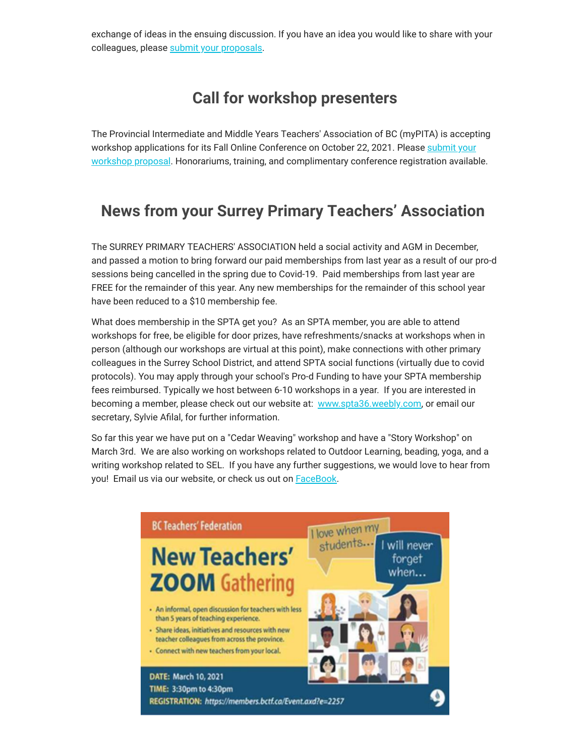exchange of ideas in the ensuing discussion. If you have an idea you would like to share with your colleagues, please submit your proposals.

## Call for workshop presenters

The Provincial Intermediate and Middle Years Teachers' Association of BC (myPITA) is accepting workshop applications for its Fall Online Conference on October 22, 2021. Please submit your workshop proposal. Honorariums, training, and complimentary conference registration available.

## News from your Surrey Primary Teachers' Association

The SURREY PRIMARY TEACHERS' ASSOCIATION held a social activity and AGM in December, and passed a motion to bring forward our paid memberships from last year as a result of our pro-d sessions being cancelled in the spring due to Covid-19. Paid memberships from last year are FREE for the remainder of this year. Any new memberships for the remainder of this school year have been reduced to a $10 membership fee.

What does membership in the SPTA get you? As an SPTA member, you are able to attend workshops for free, be eligible for door prizes, have refreshments/snacks at workshops when in person (although our workshops are virtual at this point), make connections with other primary colleagues in the Surrey School District, and attend SPTA social functions (virtually due to covid protocols). You may apply through your school's Pro-d Funding to have your SPTA membership fees reimbursed. Typically we host between 6-10 workshops in a year. If you are interested in becoming a member, please check out our website at: www.spta36.weebly.com, or email our secretary, Sylvie Afilal, for further information.

So far this year we have put on a "Cedar Weaving" workshop and have a "Story Workshop" on March 3rd. We are also working on workshops related to Outdoor Learning, beading, yoga, and a writing workshop related to SEL. If you have any further suggestions, we would love to hear from you! Email us via our website, or check us out on FaceBook.

BC Teachers' Federation

**New Teachers' ZOOM Gathering**

- An informal, open discussion for teachers with less than 5 years of teaching experience.
- Share ideas, initiatives and resources with new teacher colleagues from across the province.
- Connect with new teachers from your local.

I love when my students...

I will never forget when...

**DATE:** March 10, 2021
**TIME:** 3:30pm to 4:30pm
**REGISTRATION:** https://members.bctf.ca/Event.axd?e=2257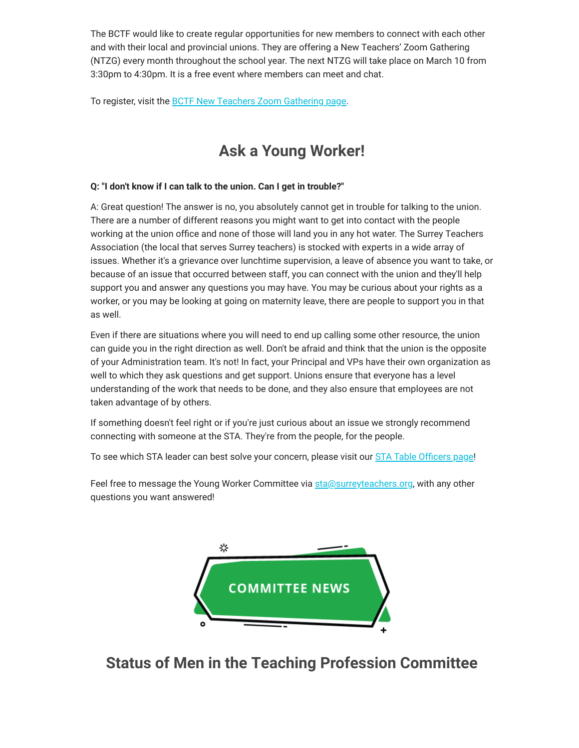The BCTF would like to create regular opportunities for new members to connect with each other and with their local and provincial unions. They are offering a New Teachers' Zoom Gathering (NTZG) every month throughout the school year. The next NTZG will take place on March 10 from 3:30pm to 4:30pm. It is a free event where members can meet and chat.

To register, visit the BCTF New Teachers Zoom Gathering page.

## Ask a Young Worker!

**Q: "I don't know if I can talk to the union. Can I get in trouble?"**

A: Great question! The answer is no, you absolutely cannot get in trouble for talking to the union. There are a number of different reasons you might want to get into contact with the people working at the union office and none of those will land you in any hot water. The Surrey Teachers Association (the local that serves Surrey teachers) is stocked with experts in a wide array of issues. Whether it's a grievance over lunchtime supervision, a leave of absence you want to take, or because of an issue that occurred between staff, you can connect with the union and they'll help support you and answer any questions you may have. You may be curious about your rights as a worker, or you may be looking at going on maternity leave, there are people to support you in that as well.

Even if there are situations where you will need to end up calling some other resource, the union can guide you in the right direction as well. Don't be afraid and think that the union is the opposite of your Administration team. It's not! In fact, your Principal and VPs have their own organization as well to which they ask questions and get support. Unions ensure that everyone has a level understanding of the work that needs to be done, and they also ensure that employees are not taken advantage of by others.

If something doesn't feel right or if you're just curious about an issue we strongly recommend connecting with someone at the STA. They're from the people, for the people.

To see which STA leader can best solve your concern, please visit our STA Table Officers page!

Feel free to message the Young Worker Committee via sta@surreyteachers.org, with any other questions you want answered!

COMMITTEE NEWS

## Status of Men in the Teaching Profession Committee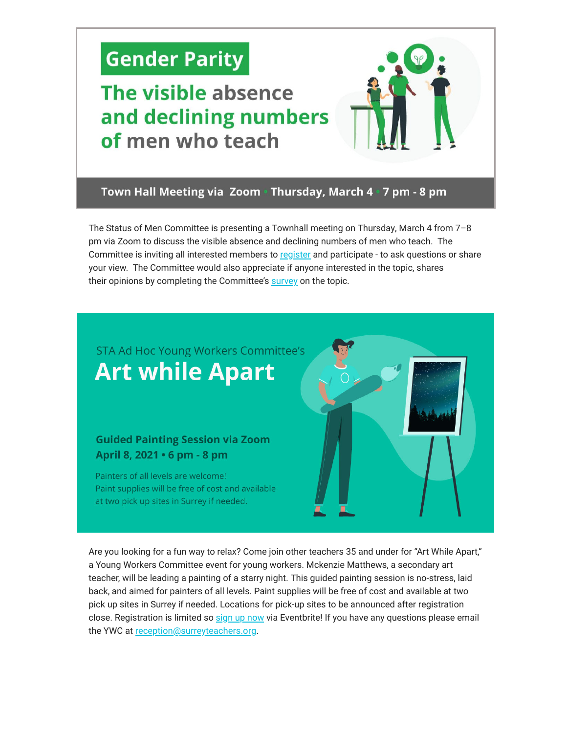# Gender Parity

## The visible absence and declining numbers of men who teach

**Town Hall Meeting via Zoom • Thursday, March 4 • 7 pm - 8 pm**

The Status of Men Committee is presenting a Townhall meeting on Thursday, March 4 from 7–8 pm via Zoom to discuss the visible absence and declining numbers of men who teach. The Committee is inviting all interested members to register and participate - to ask questions or share your view. The Committee would also appreciate if anyone interested in the topic, shares their opinions by completing the Committee's survey on the topic.

STA Ad Hoc Young Workers Committee's

# Art while Apart

**Guided Painting Session via Zoom**
**April 8, 2021 • 6 pm - 8 pm**

Painters of all levels are welcome!
Paint supplies will be free of cost and available at two pick up sites in Surrey if needed.

Are you looking for a fun way to relax? Come join other teachers 35 and under for "Art While Apart," a Young Workers Committee event for young workers. Mckenzie Matthews, a secondary art teacher, will be leading a painting of a starry night. This guided painting session is no-stress, laid back, and aimed for painters of all levels. Paint supplies will be free of cost and available at two pick up sites in Surrey if needed. Locations for pick-up sites to be announced after registration close. Registration is limited so sign up now via Eventbrite! If you have any questions please email the YWC at reception@surreyteachers.org.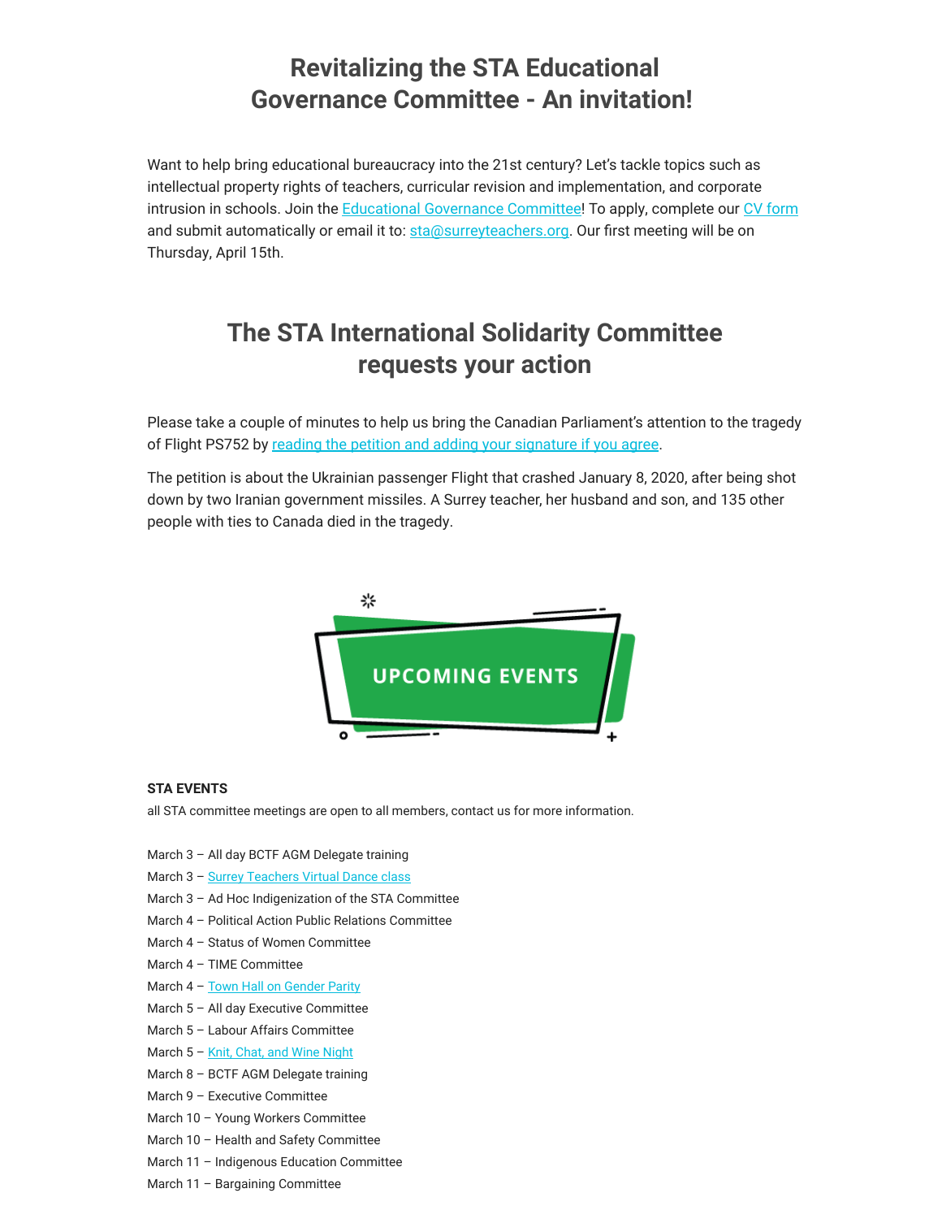# Revitalizing the STA Educational Governance Committee - An invitation!

Want to help bring educational bureaucracy into the 21st century? Let's tackle topics such as intellectual property rights of teachers, curricular revision and implementation, and corporate intrusion in schools. Join the Educational Governance Committee! To apply, complete our CV form and submit automatically or email it to: sta@surreyteachers.org. Our first meeting will be on Thursday, April 15th.

# The STA International Solidarity Committee requests your action

Please take a couple of minutes to help us bring the Canadian Parliament's attention to the tragedy of Flight PS752 by reading the petition and adding your signature if you agree.

The petition is about the Ukrainian passenger Flight that crashed January 8, 2020, after being shot down by two Iranian government missiles. A Surrey teacher, her husband and son, and 135 other people with ties to Canada died in the tragedy.

UPCOMING EVENTS

**STA EVENTS**

all STA committee meetings are open to all members, contact us for more information.

March 3 – All day BCTF AGM Delegate training
March 3 – Surrey Teachers Virtual Dance class
March 3 – Ad Hoc Indigenization of the STA Committee
March 4 – Political Action Public Relations Committee
March 4 – Status of Women Committee
March 4 – TIME Committee
March 4 – Town Hall on Gender Parity
March 5 – All day Executive Committee
March 5 – Labour Affairs Committee
March 5 – Knit, Chat, and Wine Night
March 8 – BCTF AGM Delegate training
March 9 – Executive Committee
March 10 – Young Workers Committee
March 10 – Health and Safety Committee
March 11 – Indigenous Education Committee
March 11 – Bargaining Committee